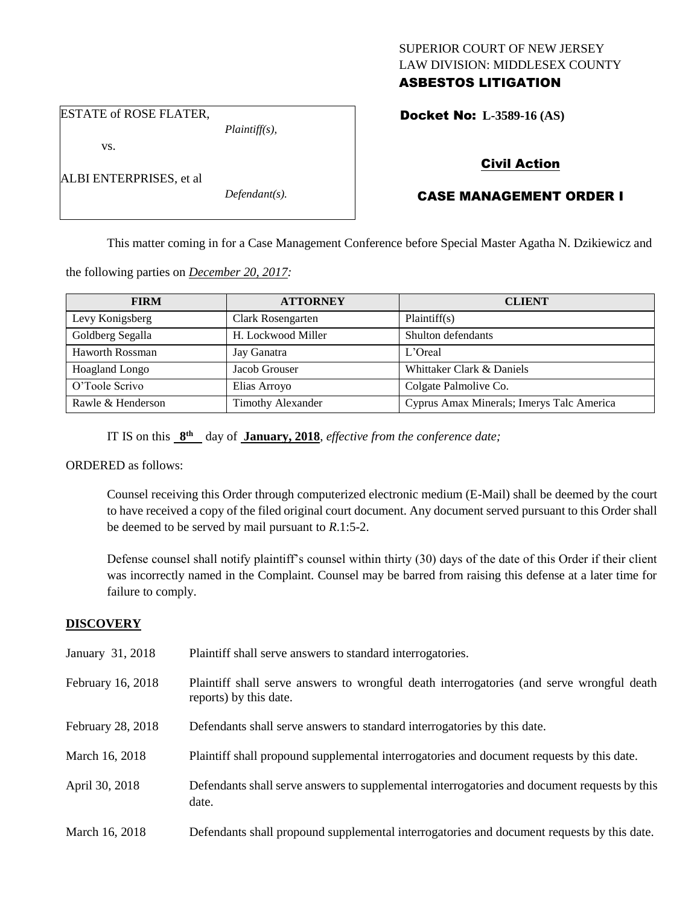SUPERIOR COURT OF NEW JERSEY
LAW DIVISION: MIDDLESEX COUNTY
**ASBESTOS LITIGATION**

ESTATE of ROSE FLATER,
*Plaintiff(s),*
vs.
ALBI ENTERPRISES, et al
*Defendant(s).*

**Docket No: L-3589-16 (AS)**

**Civil Action**

**CASE MANAGEMENT ORDER I**

This matter coming in for a Case Management Conference before Special Master Agatha N. Dzikiewicz and the following parties on *December 20, 2017:*

| FIRM | ATTORNEY | CLIENT |
|---|---|---|
| Levy Konigsberg | Clark Rosengarten | Plaintiff(s) |
| Goldberg Segalla | H. Lockwood Miller | Shulton defendants |
| Haworth Rossman | Jay Ganatra | L'Oreal |
| Hoagland Longo | Jacob Grouser | Whittaker Clark & Daniels |
| O'Toole Scrivo | Elias Arroyo | Colgate Palmolive Co. |
| Rawle & Henderson | Timothy Alexander | Cyprus Amax Minerals; Imerys Talc America |

IT IS on this **8th** day of **January, 2018**, *effective from the conference date;*

ORDERED as follows:

Counsel receiving this Order through computerized electronic medium (E-Mail) shall be deemed by the court to have received a copy of the filed original court document. Any document served pursuant to this Order shall be deemed to be served by mail pursuant to *R*.1:5-2.

Defense counsel shall notify plaintiff's counsel within thirty (30) days of the date of this Order if their client was incorrectly named in the Complaint. Counsel may be barred from raising this defense at a later time for failure to comply.

## DISCOVERY

| | |
|---|---|
| January 31, 2018 | Plaintiff shall serve answers to standard interrogatories. |
| February 16, 2018 | Plaintiff shall serve answers to wrongful death interrogatories (and serve wrongful death reports) by this date. |
| February 28, 2018 | Defendants shall serve answers to standard interrogatories by this date. |
| March 16, 2018 | Plaintiff shall propound supplemental interrogatories and document requests by this date. |
| April 30, 2018 | Defendants shall serve answers to supplemental interrogatories and document requests by this date. |
| March 16, 2018 | Defendants shall propound supplemental interrogatories and document requests by this date. |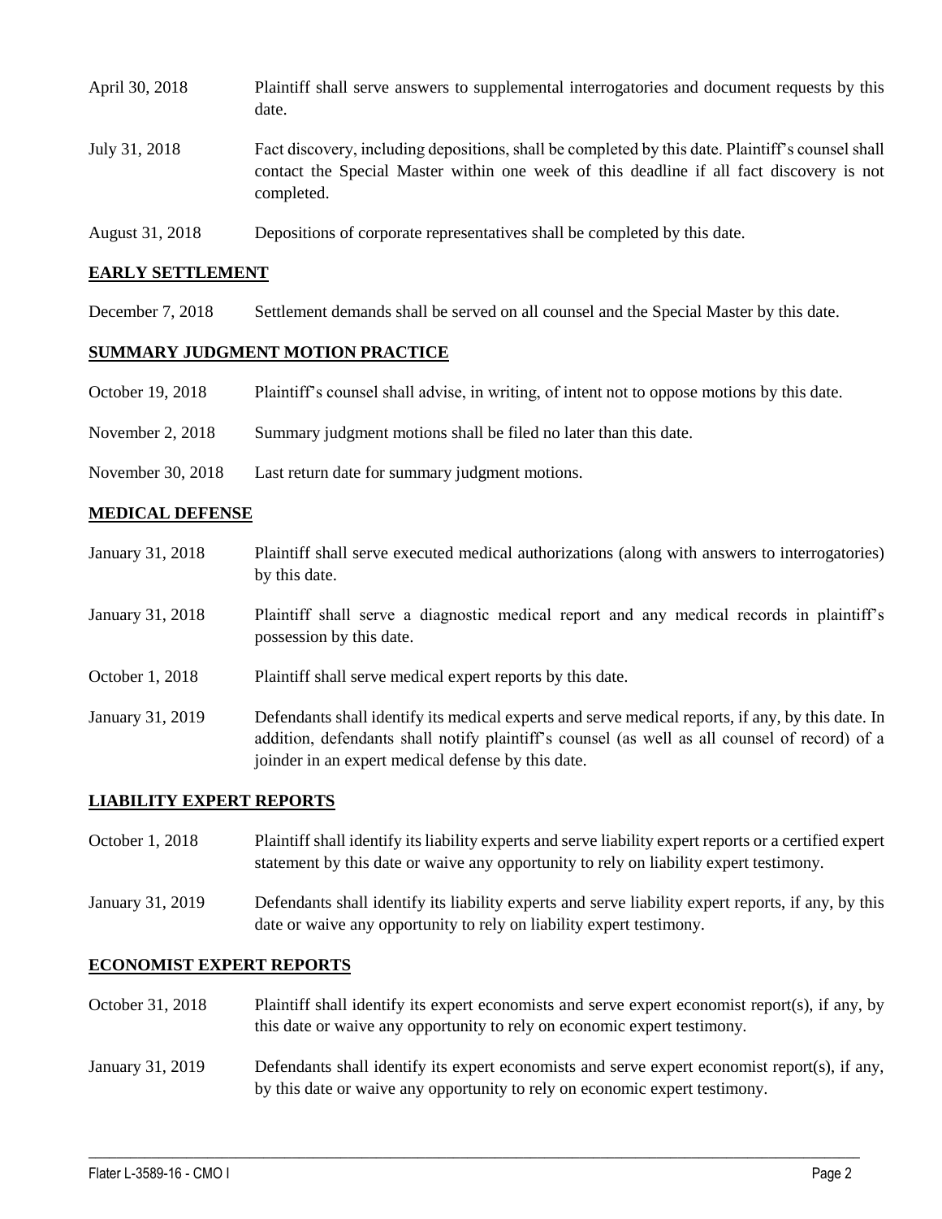| | |
|---|---|
| April 30, 2018 | Plaintiff shall serve answers to supplemental interrogatories and document requests by this date. |
| July 31, 2018 | Fact discovery, including depositions, shall be completed by this date. Plaintiff's counsel shall contact the Special Master within one week of this deadline if all fact discovery is not completed. |
| August 31, 2018 | Depositions of corporate representatives shall be completed by this date. |

## EARLY SETTLEMENT

| | |
|---|---|
| December 7, 2018 | Settlement demands shall be served on all counsel and the Special Master by this date. |

## SUMMARY JUDGMENT MOTION PRACTICE

| | |
|---|---|
| October 19, 2018 | Plaintiff's counsel shall advise, in writing, of intent not to oppose motions by this date. |
| November 2, 2018 | Summary judgment motions shall be filed no later than this date. |
| November 30, 2018 | Last return date for summary judgment motions. |

## MEDICAL DEFENSE

| | |
|---|---|
| January 31, 2018 | Plaintiff shall serve executed medical authorizations (along with answers to interrogatories) by this date. |
| January 31, 2018 | Plaintiff shall serve a diagnostic medical report and any medical records in plaintiff's possession by this date. |
| October 1, 2018 | Plaintiff shall serve medical expert reports by this date. |
| January 31, 2019 | Defendants shall identify its medical experts and serve medical reports, if any, by this date. In addition, defendants shall notify plaintiff's counsel (as well as all counsel of record) of a joinder in an expert medical defense by this date. |

## LIABILITY EXPERT REPORTS

| | |
|---|---|
| October 1, 2018 | Plaintiff shall identify its liability experts and serve liability expert reports or a certified expert statement by this date or waive any opportunity to rely on liability expert testimony. |
| January 31, 2019 | Defendants shall identify its liability experts and serve liability expert reports, if any, by this date or waive any opportunity to rely on liability expert testimony. |

## ECONOMIST EXPERT REPORTS

| | |
|---|---|
| October 31, 2018 | Plaintiff shall identify its expert economists and serve expert economist report(s), if any, by this date or waive any opportunity to rely on economic expert testimony. |
| January 31, 2019 | Defendants shall identify its expert economists and serve expert economist report(s), if any, by this date or waive any opportunity to rely on economic expert testimony. |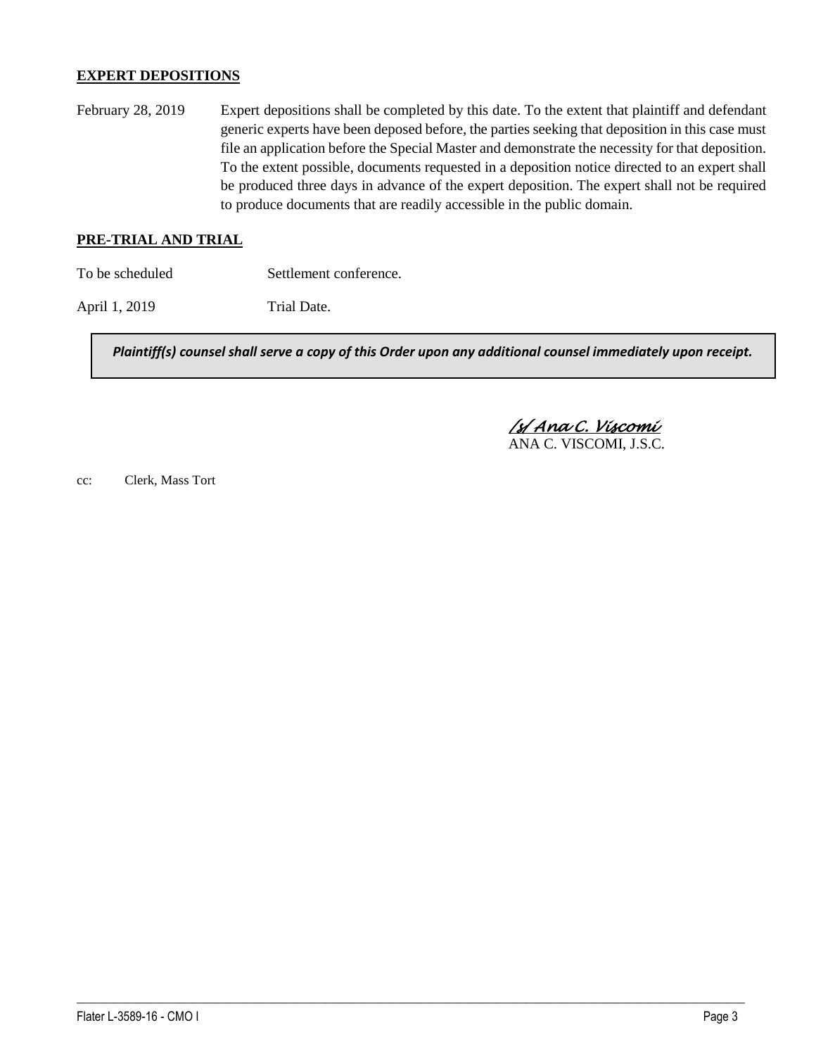**EXPERT DEPOSITIONS**

| | |
|---|---|
| February 28, 2019 | Expert depositions shall be completed by this date. To the extent that plaintiff and defendant generic experts have been deposed before, the parties seeking that deposition in this case must file an application before the Special Master and demonstrate the necessity for that deposition. To the extent possible, documents requested in a deposition notice directed to an expert shall be produced three days in advance of the expert deposition. The expert shall not be required to produce documents that are readily accessible in the public domain. |

**PRE-TRIAL AND TRIAL**

| | |
|---|---|
| To be scheduled | Settlement conference. |
| April 1, 2019 | Trial Date. |

***Plaintiff(s) counsel shall serve a copy of this Order upon any additional counsel immediately upon receipt.***

*/s/ Ana C. Viscomi*
ANA C. VISCOMI, J.S.C.

cc: Clerk, Mass Tort